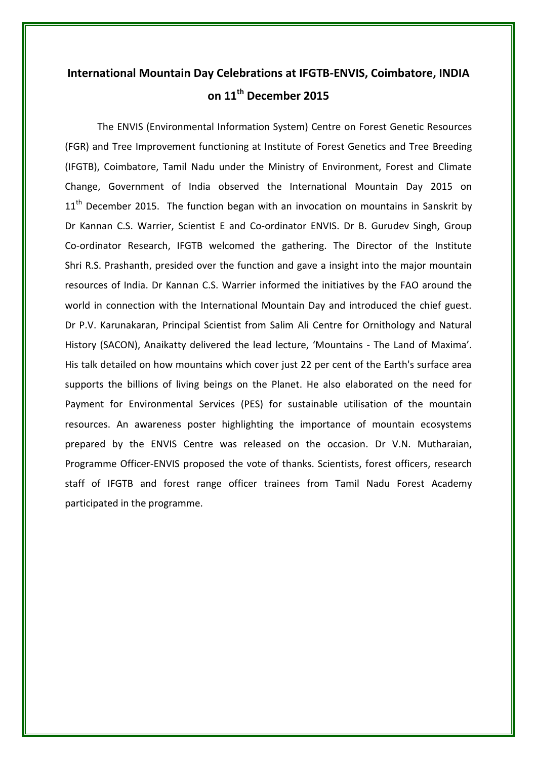# International Mountain Day Celebrations at IFGTB-ENVIS, Coimbatore, INDIA on 11$^{th}$ December 2015

The ENVIS (Environmental Information System) Centre on Forest Genetic Resources (FGR) and Tree Improvement functioning at Institute of Forest Genetics and Tree Breeding (IFGTB), Coimbatore, Tamil Nadu under the Ministry of Environment, Forest and Climate Change, Government of India observed the International Mountain Day 2015 on 11$^{th}$ December 2015. The function began with an invocation on mountains in Sanskrit by Dr Kannan C.S. Warrier, Scientist E and Co-ordinator ENVIS. Dr B. Gurudev Singh, Group Co-ordinator Research, IFGTB welcomed the gathering. The Director of the Institute Shri R.S. Prashanth, presided over the function and gave a insight into the major mountain resources of India. Dr Kannan C.S. Warrier informed the initiatives by the FAO around the world in connection with the International Mountain Day and introduced the chief guest. Dr P.V. Karunakaran, Principal Scientist from Salim Ali Centre for Ornithology and Natural History (SACON), Anaikatty delivered the lead lecture, 'Mountains - The Land of Maxima'. His talk detailed on how mountains which cover just 22 per cent of the Earth's surface area supports the billions of living beings on the Planet. He also elaborated on the need for Payment for Environmental Services (PES) for sustainable utilisation of the mountain resources. An awareness poster highlighting the importance of mountain ecosystems prepared by the ENVIS Centre was released on the occasion. Dr V.N. Mutharaian, Programme Officer-ENVIS proposed the vote of thanks. Scientists, forest officers, research staff of IFGTB and forest range officer trainees from Tamil Nadu Forest Academy participated in the programme.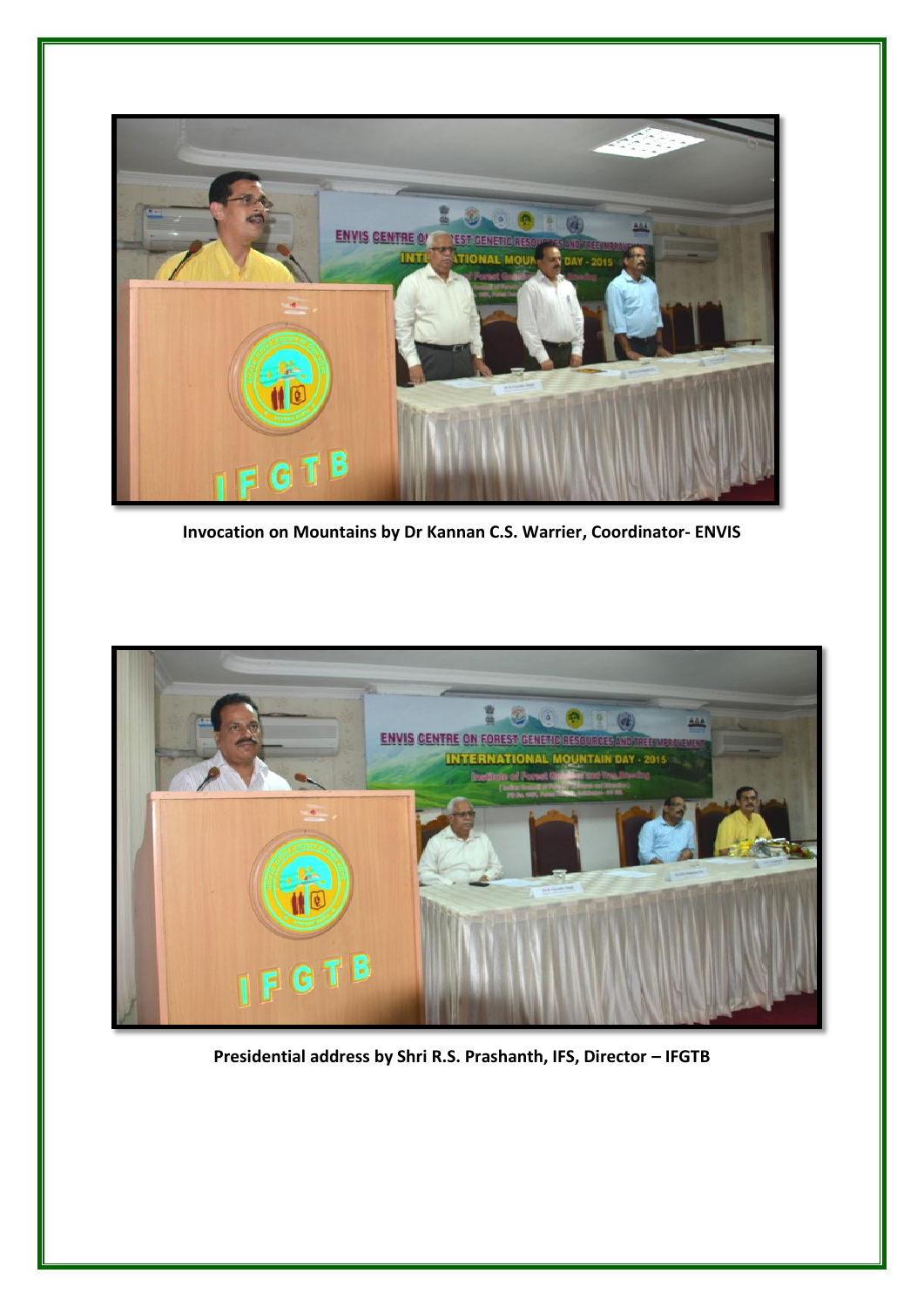**Invocation on Mountains by Dr Kannan C.S. Warrier, Coordinator- ENVIS**

**Presidential address by Shri R.S. Prashanth, IFS, Director – IFGTB**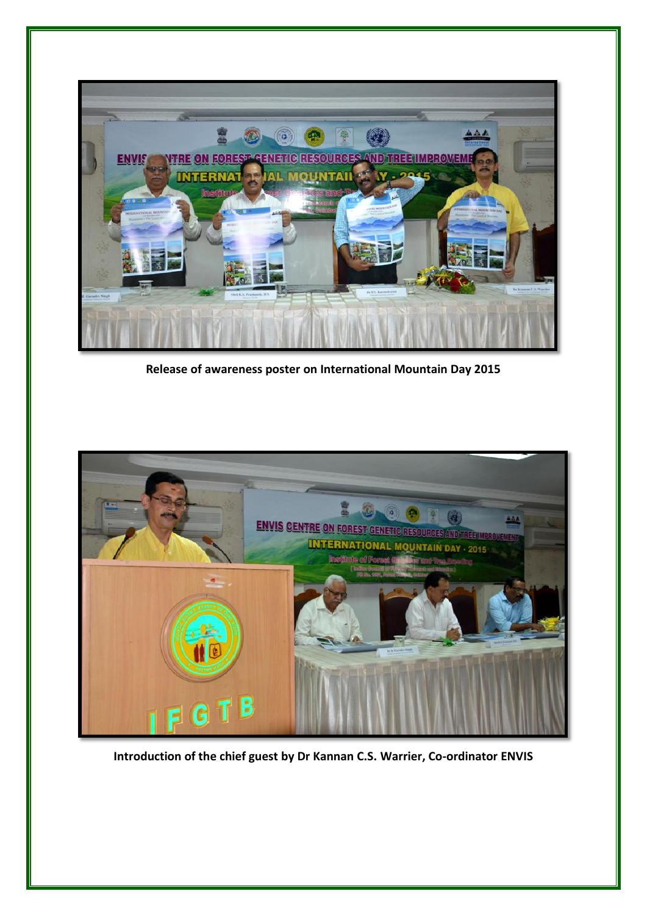**Release of awareness poster on International Mountain Day 2015**

**Introduction of the chief guest by Dr Kannan C.S. Warrier, Co-ordinator ENVIS**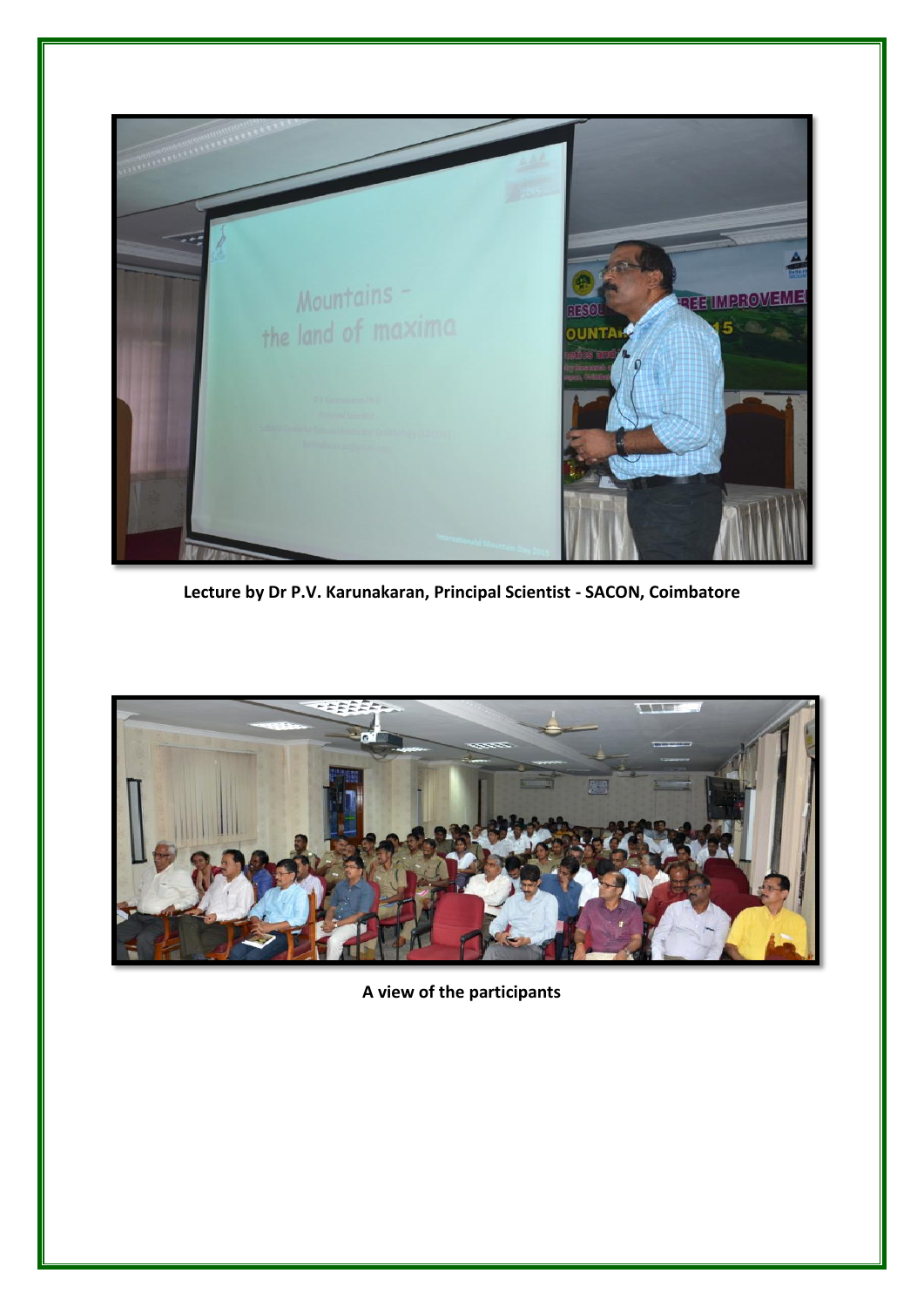**Lecture by Dr P.V. Karunakaran, Principal Scientist - SACON, Coimbatore**

**A view of the participants**